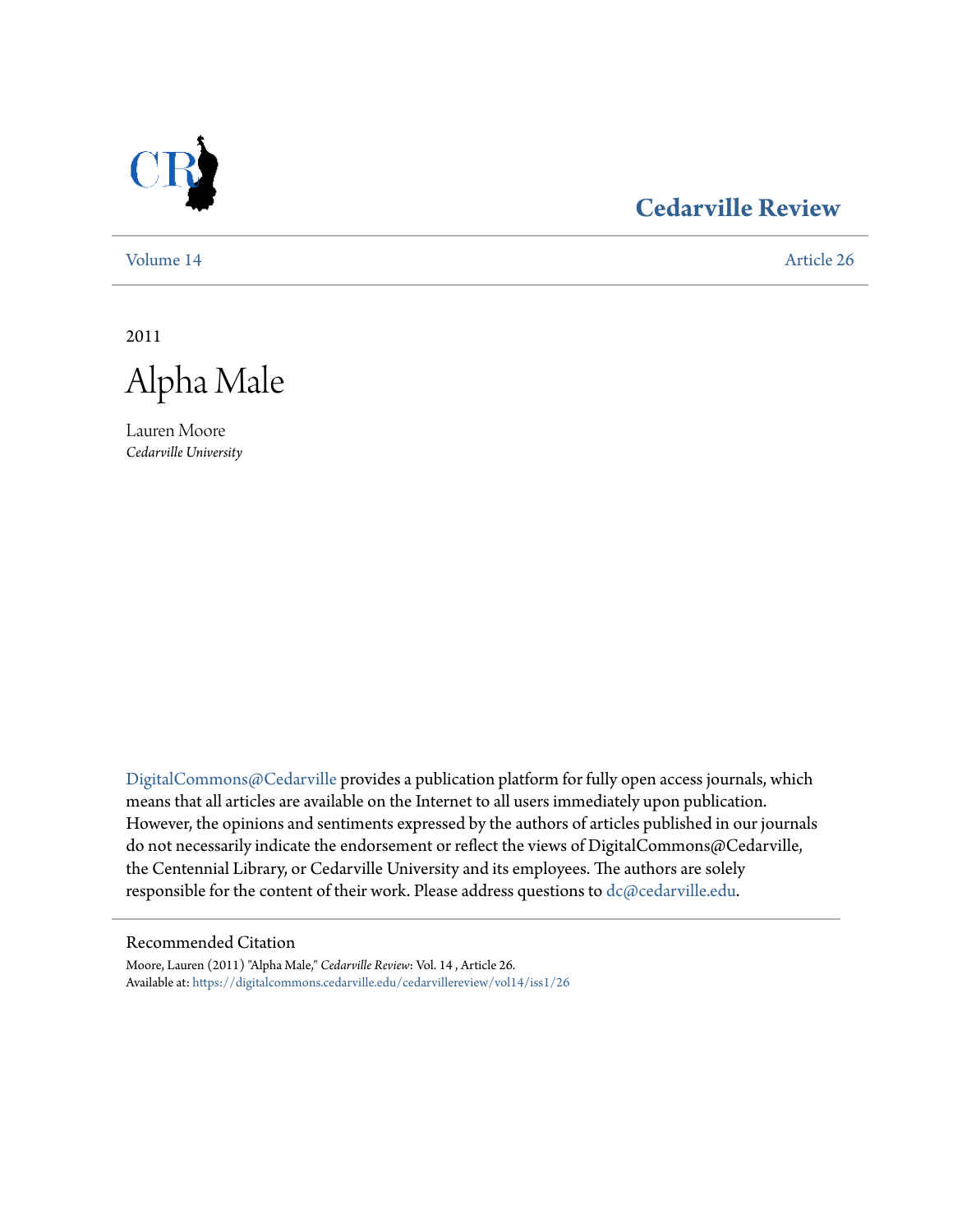Cedarville Review

Volume 14 | Article 26

2011

# Alpha Male

Lauren Moore
*Cedarville University*

DigitalCommons@Cedarville provides a publication platform for fully open access journals, which means that all articles are available on the Internet to all users immediately upon publication. However, the opinions and sentiments expressed by the authors of articles published in our journals do not necessarily indicate the endorsement or reflect the views of DigitalCommons@Cedarville, the Centennial Library, or Cedarville University and its employees. The authors are solely responsible for the content of their work. Please address questions to dc@cedarville.edu.

## Recommended Citation

Moore, Lauren (2011) "Alpha Male," *Cedarville Review*: Vol. 14 , Article 26.
Available at: https://digitalcommons.cedarville.edu/cedarvillereview/vol14/iss1/26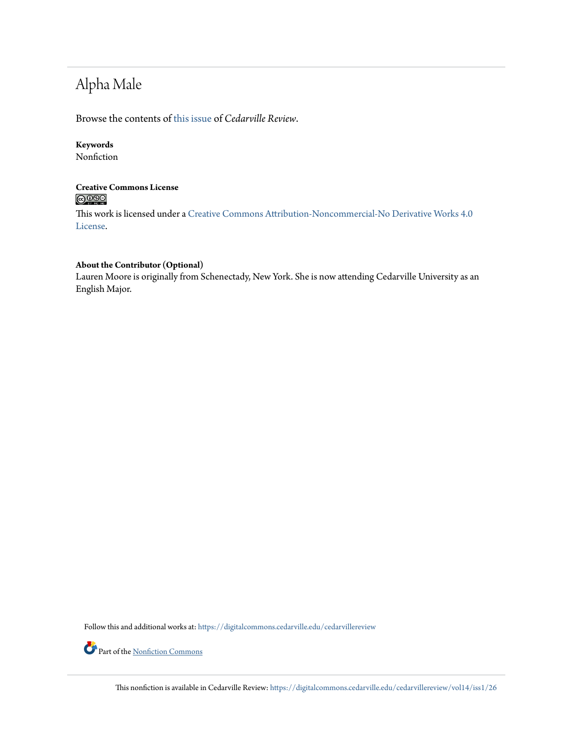# Alpha Male

Browse the contents of this issue of *Cedarville Review*.

**Keywords**
Nonfiction

**Creative Commons License**

This work is licensed under a Creative Commons Attribution-Noncommercial-No Derivative Works 4.0 License.

**About the Contributor (Optional)**
Lauren Moore is originally from Schenectady, New York. She is now attending Cedarville University as an English Major.

Follow this and additional works at: https://digitalcommons.cedarville.edu/cedarvillereview

Part of the Nonfiction Commons

This nonfiction is available in Cedarville Review: https://digitalcommons.cedarville.edu/cedarvillereview/vol14/iss1/26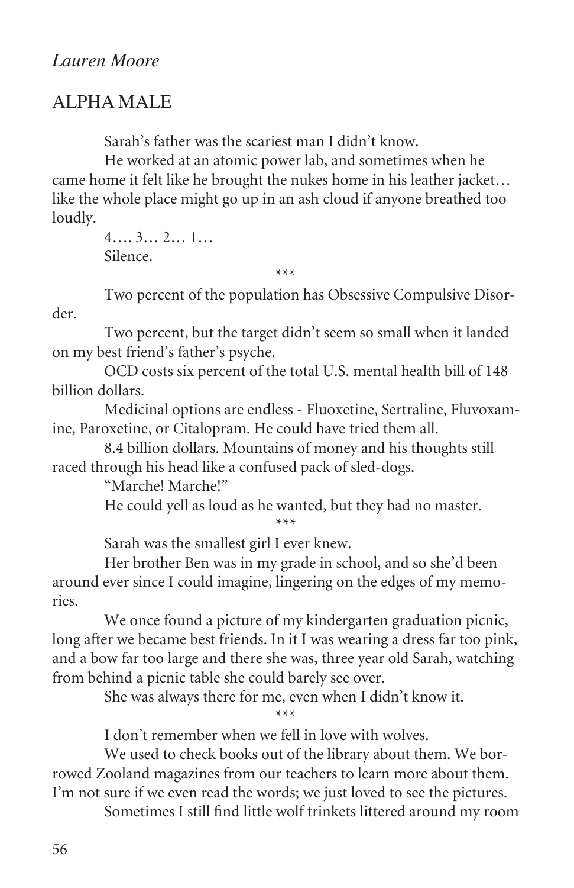*Lauren Moore*

# ALPHA MALE

Sarah's father was the scariest man I didn't know.

He worked at an atomic power lab, and sometimes when he came home it felt like he brought the nukes home in his leather jacket… like the whole place might go up in an ash cloud if anyone breathed too loudly.

4…. 3… 2… 1…

Silence.

\*\*\*

Two percent of the population has Obsessive Compulsive Disorder.

Two percent, but the target didn't seem so small when it landed on my best friend's father's psyche.

OCD costs six percent of the total U.S. mental health bill of 148 billion dollars.

Medicinal options are endless - Fluoxetine, Sertraline, Fluvoxamine, Paroxetine, or Citalopram. He could have tried them all.

8.4 billion dollars. Mountains of money and his thoughts still raced through his head like a confused pack of sled-dogs.

"Marche! Marche!"

He could yell as loud as he wanted, but they had no master.

\*\*\*

Sarah was the smallest girl I ever knew.

Her brother Ben was in my grade in school, and so she'd been around ever since I could imagine, lingering on the edges of my memories.

We once found a picture of my kindergarten graduation picnic, long after we became best friends. In it I was wearing a dress far too pink, and a bow far too large and there she was, three year old Sarah, watching from behind a picnic table she could barely see over.

She was always there for me, even when I didn't know it.

\*\*\*

I don't remember when we fell in love with wolves.

We used to check books out of the library about them. We borrowed Zooland magazines from our teachers to learn more about them. I'm not sure if we even read the words; we just loved to see the pictures.

Sometimes I still find little wolf trinkets littered around my room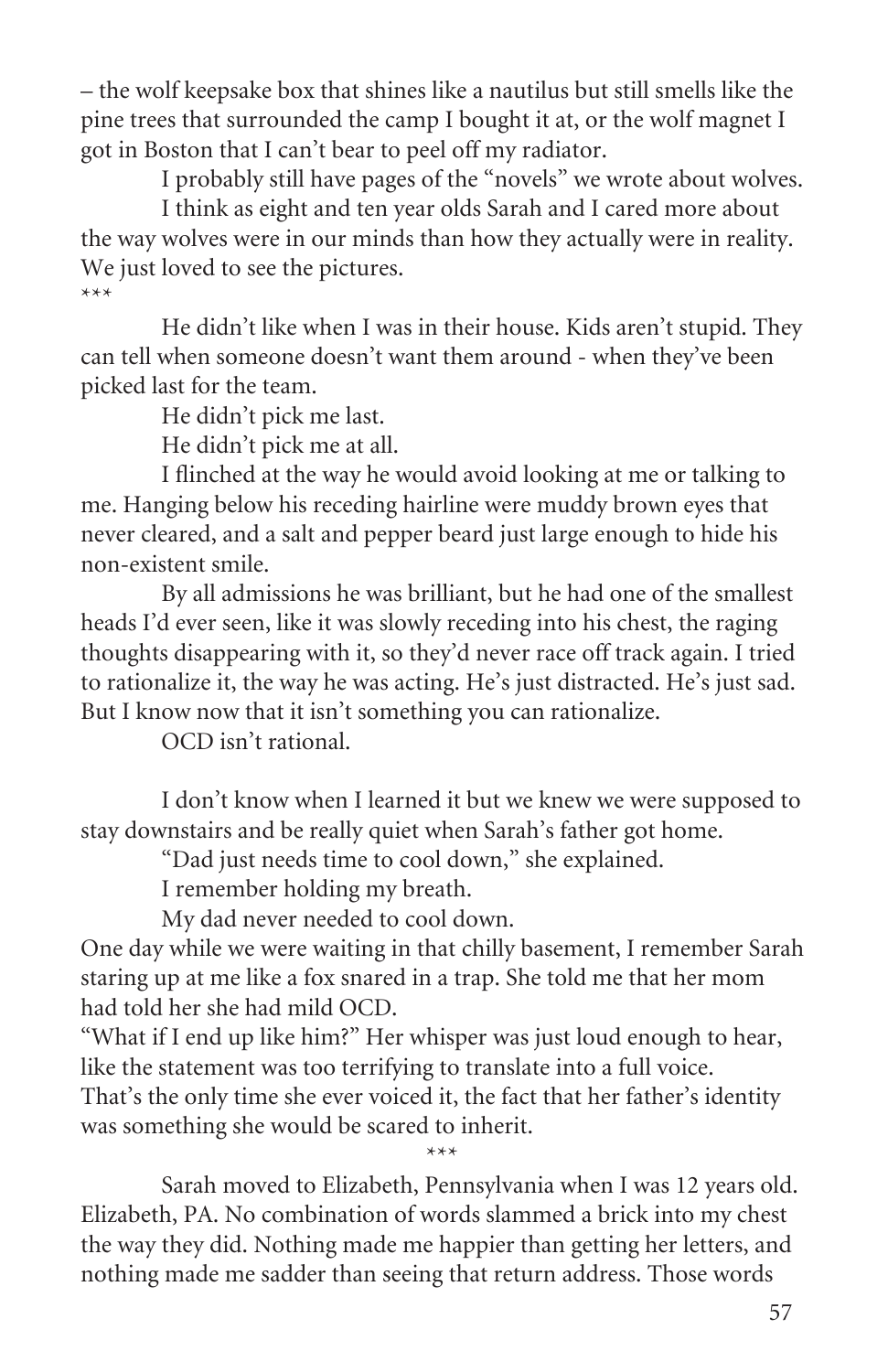– the wolf keepsake box that shines like a nautilus but still smells like the pine trees that surrounded the camp I bought it at, or the wolf magnet I got in Boston that I can't bear to peel off my radiator.

I probably still have pages of the "novels" we wrote about wolves.

I think as eight and ten year olds Sarah and I cared more about the way wolves were in our minds than how they actually were in reality. We just loved to see the pictures.

***

He didn't like when I was in their house. Kids aren't stupid. They can tell when someone doesn't want them around - when they've been picked last for the team.

He didn't pick me last.

He didn't pick me at all.

I flinched at the way he would avoid looking at me or talking to me. Hanging below his receding hairline were muddy brown eyes that never cleared, and a salt and pepper beard just large enough to hide his non-existent smile.

By all admissions he was brilliant, but he had one of the smallest heads I'd ever seen, like it was slowly receding into his chest, the raging thoughts disappearing with it, so they'd never race off track again. I tried to rationalize it, the way he was acting. He's just distracted. He's just sad. But I know now that it isn't something you can rationalize.

OCD isn't rational.

I don't know when I learned it but we knew we were supposed to stay downstairs and be really quiet when Sarah's father got home.

"Dad just needs time to cool down," she explained.

I remember holding my breath.

My dad never needed to cool down.

One day while we were waiting in that chilly basement, I remember Sarah staring up at me like a fox snared in a trap. She told me that her mom had told her she had mild OCD.

"What if I end up like him?" Her whisper was just loud enough to hear, like the statement was too terrifying to translate into a full voice.

That's the only time she ever voiced it, the fact that her father's identity was something she would be scared to inherit.

***

Sarah moved to Elizabeth, Pennsylvania when I was 12 years old. Elizabeth, PA. No combination of words slammed a brick into my chest the way they did. Nothing made me happier than getting her letters, and nothing made me sadder than seeing that return address. Those words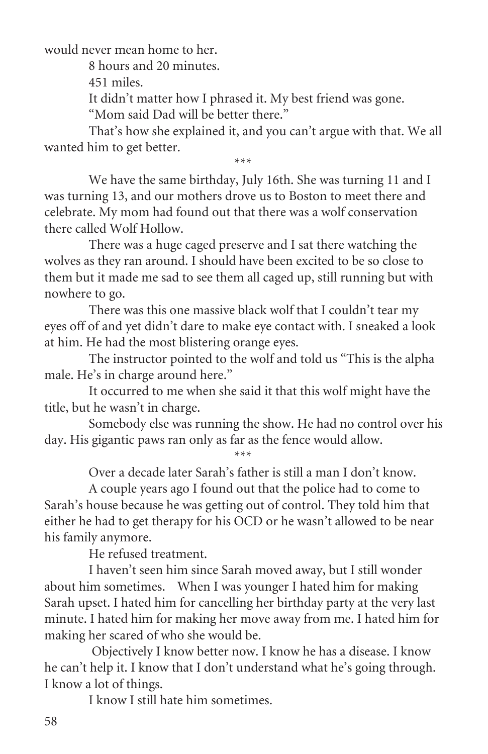would never mean home to her.

8 hours and 20 minutes.

451 miles.

It didn't matter how I phrased it. My best friend was gone.

"Mom said Dad will be better there."

That's how she explained it, and you can't argue with that. We all wanted him to get better.

***

We have the same birthday, July 16th. She was turning 11 and I was turning 13, and our mothers drove us to Boston to meet there and celebrate. My mom had found out that there was a wolf conservation there called Wolf Hollow.

There was a huge caged preserve and I sat there watching the wolves as they ran around. I should have been excited to be so close to them but it made me sad to see them all caged up, still running but with nowhere to go.

There was this one massive black wolf that I couldn't tear my eyes off of and yet didn't dare to make eye contact with. I sneaked a look at him. He had the most blistering orange eyes.

The instructor pointed to the wolf and told us "This is the alpha male. He's in charge around here."

It occurred to me when she said it that this wolf might have the title, but he wasn't in charge.

Somebody else was running the show. He had no control over his day. His gigantic paws ran only as far as the fence would allow.

***

Over a decade later Sarah's father is still a man I don't know.

A couple years ago I found out that the police had to come to Sarah's house because he was getting out of control. They told him that either he had to get therapy for his OCD or he wasn't allowed to be near his family anymore.

He refused treatment.

I haven't seen him since Sarah moved away, but I still wonder about him sometimes. When I was younger I hated him for making Sarah upset. I hated him for cancelling her birthday party at the very last minute. I hated him for making her move away from me. I hated him for making her scared of who she would be.

Objectively I know better now. I know he has a disease. I know he can't help it. I know that I don't understand what he's going through. I know a lot of things.

I know I still hate him sometimes.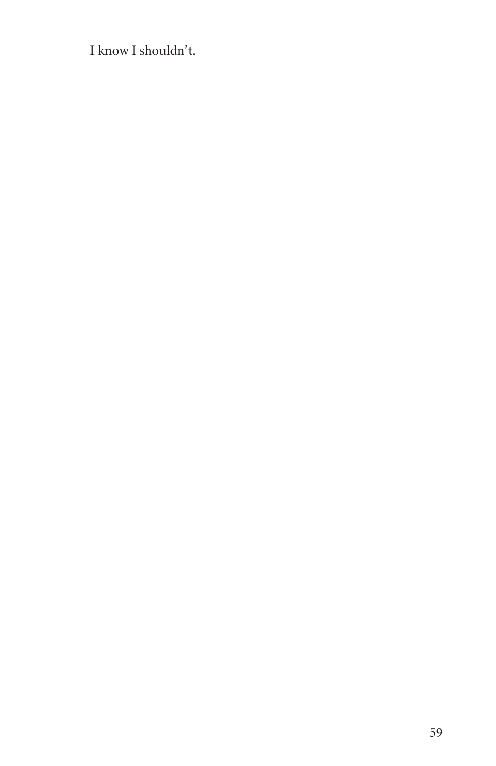I know I shouldn’t.